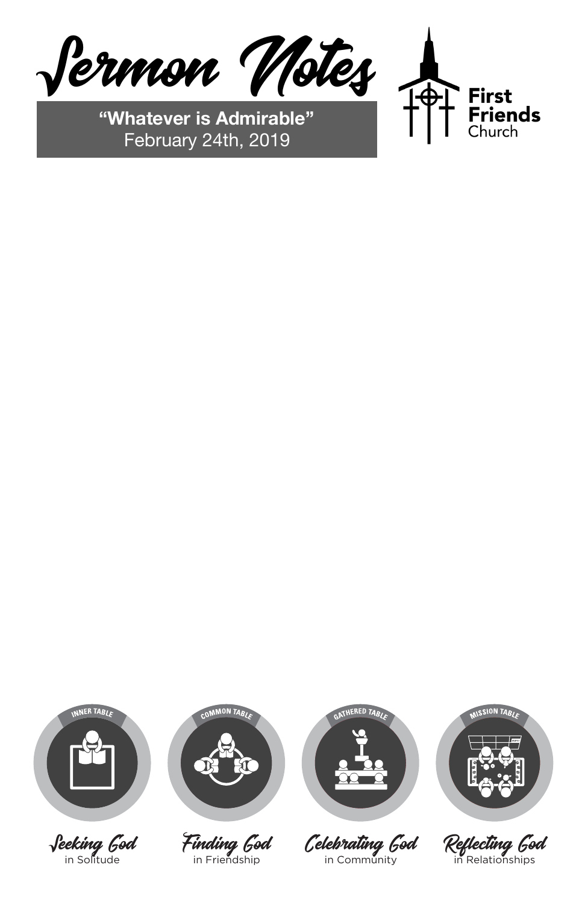# Sermon Notes

**"Whatever is Admirable"**
February 24th, 2019

**First Friends** Church

INNER TABLE

**Seeking God** in Solitude

COMMON TABLE

**Finding God** in Friendship

GATHERED TABLE

**Celebrating God** in Community

MISSION TABLE

**Reflecting God** in Relationships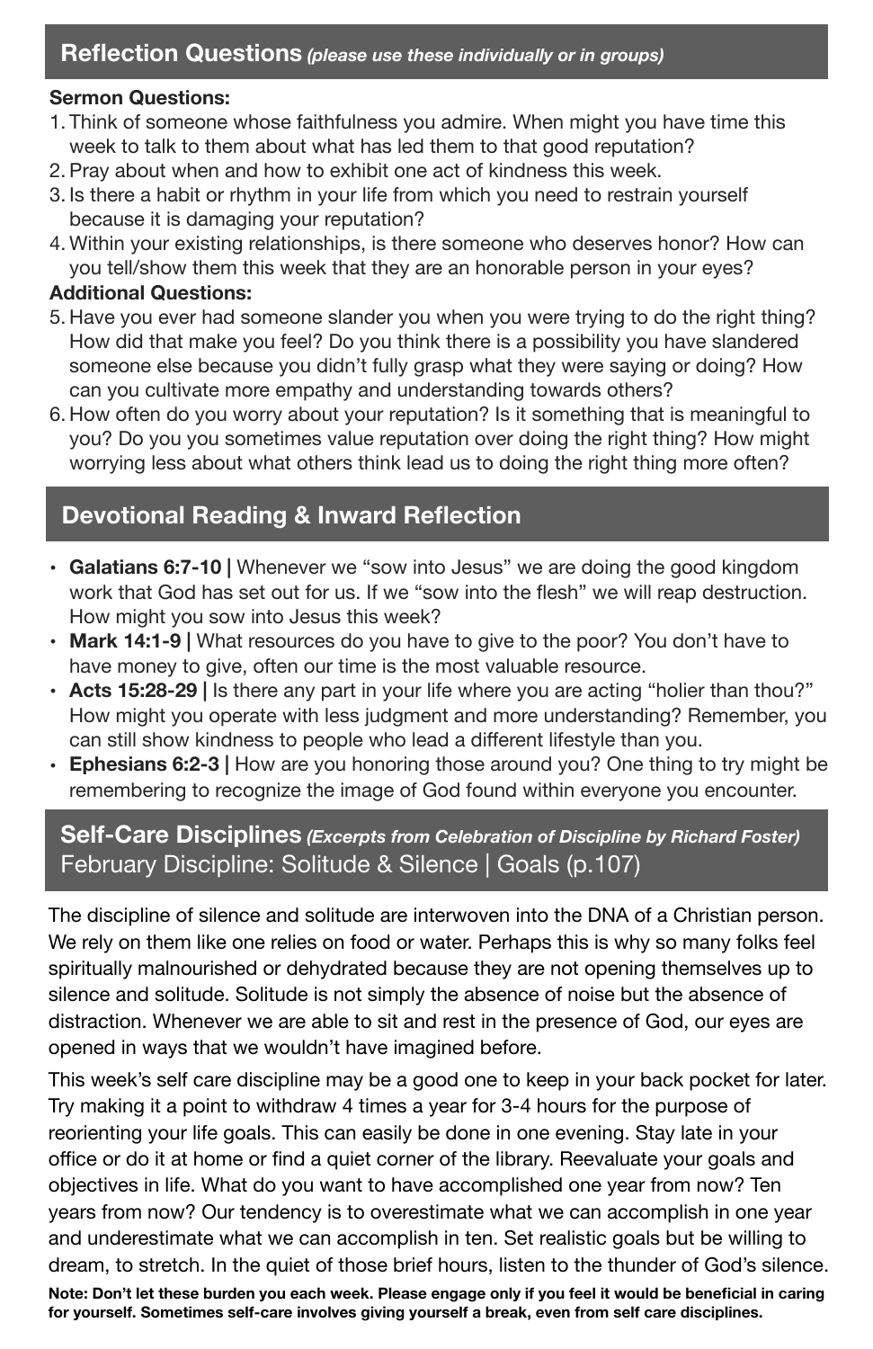## Reflection Questions *(please use these individually or in groups)*

**Sermon Questions:**

1. Think of someone whose faithfulness you admire. When might you have time this week to talk to them about what has led them to that good reputation?
2. Pray about when and how to exhibit one act of kindness this week.
3. Is there a habit or rhythm in your life from which you need to restrain yourself because it is damaging your reputation?
4. Within your existing relationships, is there someone who deserves honor? How can you tell/show them this week that they are an honorable person in your eyes?

**Additional Questions:**

5. Have you ever had someone slander you when you were trying to do the right thing? How did that make you feel? Do you think there is a possibility you have slandered someone else because you didn't fully grasp what they were saying or doing? How can you cultivate more empathy and understanding towards others?
6. How often do you worry about your reputation? Is it something that is meaningful to you? Do you you sometimes value reputation over doing the right thing? How might worrying less about what others think lead us to doing the right thing more often?

## Devotional Reading & Inward Reflection

- **Galatians 6:7-10 |** Whenever we "sow into Jesus" we are doing the good kingdom work that God has set out for us. If we "sow into the flesh" we will reap destruction. How might you sow into Jesus this week?
- **Mark 14:1-9 |** What resources do you have to give to the poor? You don't have to have money to give, often our time is the most valuable resource.
- **Acts 15:28-29 |** Is there any part in your life where you are acting "holier than thou?" How might you operate with less judgment and more understanding? Remember, you can still show kindness to people who lead a different lifestyle than you.
- **Ephesians 6:2-3 |** How are you honoring those around you? One thing to try might be remembering to recognize the image of God found within everyone you encounter.

## Self-Care Disciplines *(Excerpts from Celebration of Discipline by Richard Foster)*

February Discipline: Solitude & Silence | Goals (p.107)

The discipline of silence and solitude are interwoven into the DNA of a Christian person. We rely on them like one relies on food or water. Perhaps this is why so many folks feel spiritually malnourished or dehydrated because they are not opening themselves up to silence and solitude. Solitude is not simply the absence of noise but the absence of distraction. Whenever we are able to sit and rest in the presence of God, our eyes are opened in ways that we wouldn't have imagined before.

This week's self care discipline may be a good one to keep in your back pocket for later. Try making it a point to withdraw 4 times a year for 3-4 hours for the purpose of reorienting your life goals. This can easily be done in one evening. Stay late in your office or do it at home or find a quiet corner of the library. Reevaluate your goals and objectives in life. What do you want to have accomplished one year from now? Ten years from now? Our tendency is to overestimate what we can accomplish in one year and underestimate what we can accomplish in ten. Set realistic goals but be willing to dream, to stretch. In the quiet of those brief hours, listen to the thunder of God's silence.

**Note: Don't let these burden you each week. Please engage only if you feel it would be beneficial in caring for yourself. Sometimes self-care involves giving yourself a break, even from self care disciplines.**